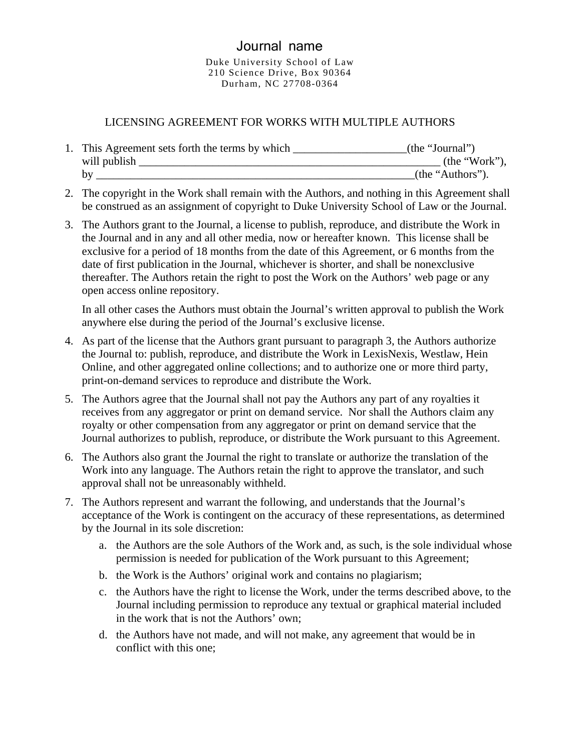# Journal name

Duke University School of Law
210 Science Drive, Box 90364
Durham, NC 27708-0364

## LICENSING AGREEMENT FOR WORKS WITH MULTIPLE AUTHORS

1. This Agreement sets forth the terms by which ____________________(the "Journal") will publish ________________________________________________________ (the "Work"), by ___________________________________________________________(the "Authors").

2. The copyright in the Work shall remain with the Authors, and nothing in this Agreement shall be construed as an assignment of copyright to Duke University School of Law or the Journal.

3. The Authors grant to the Journal, a license to publish, reproduce, and distribute the Work in the Journal and in any and all other media, now or hereafter known. This license shall be exclusive for a period of 18 months from the date of this Agreement, or 6 months from the date of first publication in the Journal, whichever is shorter, and shall be nonexclusive thereafter. The Authors retain the right to post the Work on the Authors' web page or any open access online repository.

   In all other cases the Authors must obtain the Journal's written approval to publish the Work anywhere else during the period of the Journal's exclusive license.

4. As part of the license that the Authors grant pursuant to paragraph 3, the Authors authorize the Journal to: publish, reproduce, and distribute the Work in LexisNexis, Westlaw, Hein Online, and other aggregated online collections; and to authorize one or more third party, print-on-demand services to reproduce and distribute the Work.

5. The Authors agree that the Journal shall not pay the Authors any part of any royalties it receives from any aggregator or print on demand service. Nor shall the Authors claim any royalty or other compensation from any aggregator or print on demand service that the Journal authorizes to publish, reproduce, or distribute the Work pursuant to this Agreement.

6. The Authors also grant the Journal the right to translate or authorize the translation of the Work into any language. The Authors retain the right to approve the translator, and such approval shall not be unreasonably withheld.

7. The Authors represent and warrant the following, and understands that the Journal's acceptance of the Work is contingent on the accuracy of these representations, as determined by the Journal in its sole discretion:

   a. the Authors are the sole Authors of the Work and, as such, is the sole individual whose permission is needed for publication of the Work pursuant to this Agreement;

   b. the Work is the Authors' original work and contains no plagiarism;

   c. the Authors have the right to license the Work, under the terms described above, to the Journal including permission to reproduce any textual or graphical material included in the work that is not the Authors' own;

   d. the Authors have not made, and will not make, any agreement that would be in conflict with this one;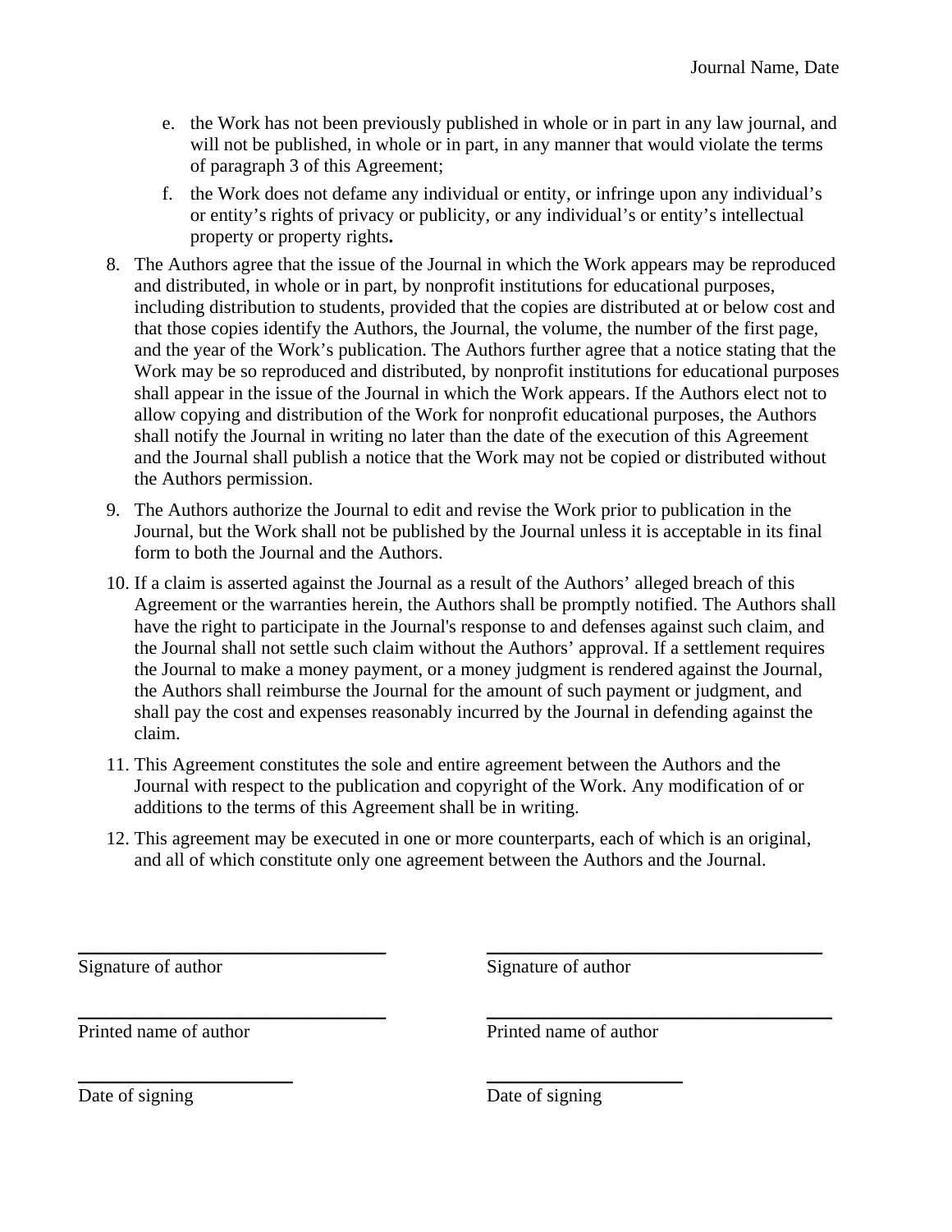e. the Work has not been previously published in whole or in part in any law journal, and will not be published, in whole or in part, in any manner that would violate the terms of paragraph 3 of this Agreement;

f. the Work does not defame any individual or entity, or infringe upon any individual's or entity's rights of privacy or publicity, or any individual's or entity's intellectual property or property rights**.**

8. The Authors agree that the issue of the Journal in which the Work appears may be reproduced and distributed, in whole or in part, by nonprofit institutions for educational purposes, including distribution to students, provided that the copies are distributed at or below cost and that those copies identify the Authors, the Journal, the volume, the number of the first page, and the year of the Work's publication. The Authors further agree that a notice stating that the Work may be so reproduced and distributed, by nonprofit institutions for educational purposes shall appear in the issue of the Journal in which the Work appears. If the Authors elect not to allow copying and distribution of the Work for nonprofit educational purposes, the Authors shall notify the Journal in writing no later than the date of the execution of this Agreement and the Journal shall publish a notice that the Work may not be copied or distributed without the Authors permission.

9. The Authors authorize the Journal to edit and revise the Work prior to publication in the Journal, but the Work shall not be published by the Journal unless it is acceptable in its final form to both the Journal and the Authors.

10. If a claim is asserted against the Journal as a result of the Authors' alleged breach of this Agreement or the warranties herein, the Authors shall be promptly notified. The Authors shall have the right to participate in the Journal's response to and defenses against such claim, and the Journal shall not settle such claim without the Authors' approval. If a settlement requires the Journal to make a money payment, or a money judgment is rendered against the Journal, the Authors shall reimburse the Journal for the amount of such payment or judgment, and shall pay the cost and expenses reasonably incurred by the Journal in defending against the claim.

11. This Agreement constitutes the sole and entire agreement between the Authors and the Journal with respect to the publication and copyright of the Work. Any modification of or additions to the terms of this Agreement shall be in writing.

12. This agreement may be executed in one or more counterparts, each of which is an original, and all of which constitute only one agreement between the Authors and the Journal.

| | |
|---|---|
| ______________________________ | ______________________________ |
| Signature of author | Signature of author |
| ______________________________ | ______________________________ |
| Printed name of author | Printed name of author |
| ____________________ | ____________________ |
| Date of signing | Date of signing |